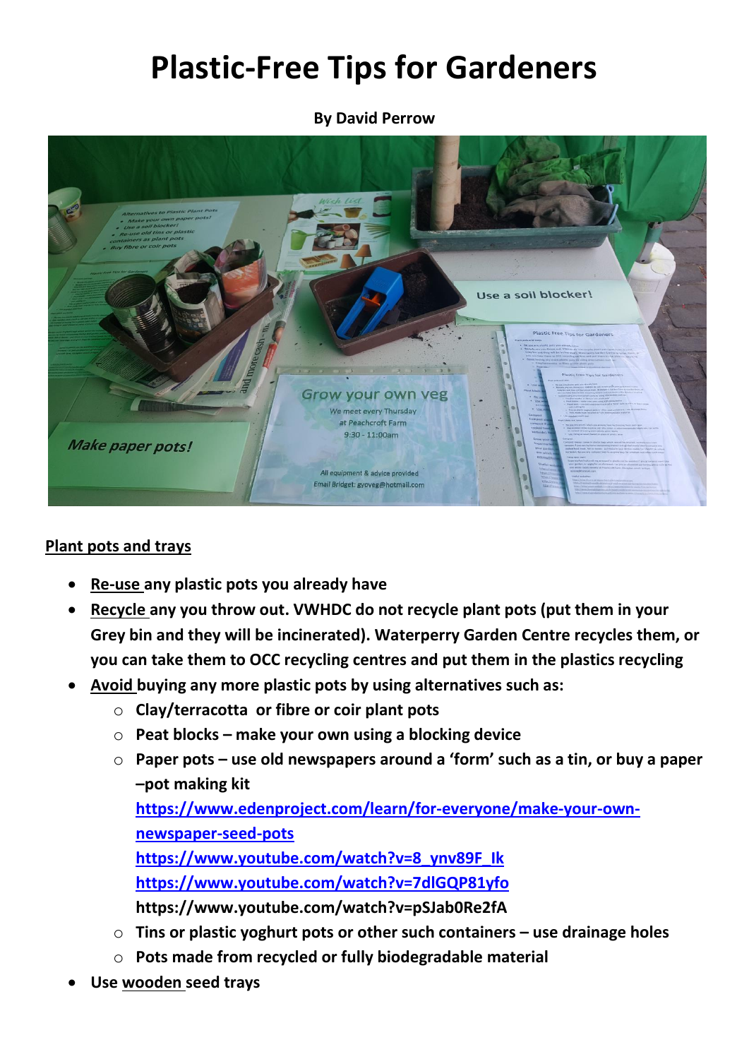# Plastic-Free Tips for Gardeners

**By David Perrow**

**Plant pots and trays**

- **Re-use any plastic pots you already have**
- **Recycle any you throw out. VWHDC do not recycle plant pots (put them in your Grey bin and they will be incinerated). Waterperry Garden Centre recycles them, or you can take them to OCC recycling centres and put them in the plastics recycling**
- **Avoid buying any more plastic pots by using alternatives such as:**
  - **Clay/terracotta or fibre or coir plant pots**
  - **Peat blocks – make your own using a blocking device**
  - **Paper pots – use old newspapers around a 'form' such as a tin, or buy a paper –pot making kit**
    **https://www.edenproject.com/learn/for-everyone/make-your-own-newspaper-seed-pots**
    **https://www.youtube.com/watch?v=8_ynv89F_Ik**
    **https://www.youtube.com/watch?v=7dlGQP81yfo**
    **https://www.youtube.com/watch?v=pSJab0Re2fA**
  - **Tins or plastic yoghurt pots or other such containers – use drainage holes**
  - **Pots made from recycled or fully biodegradable material**
- **Use wooden seed trays**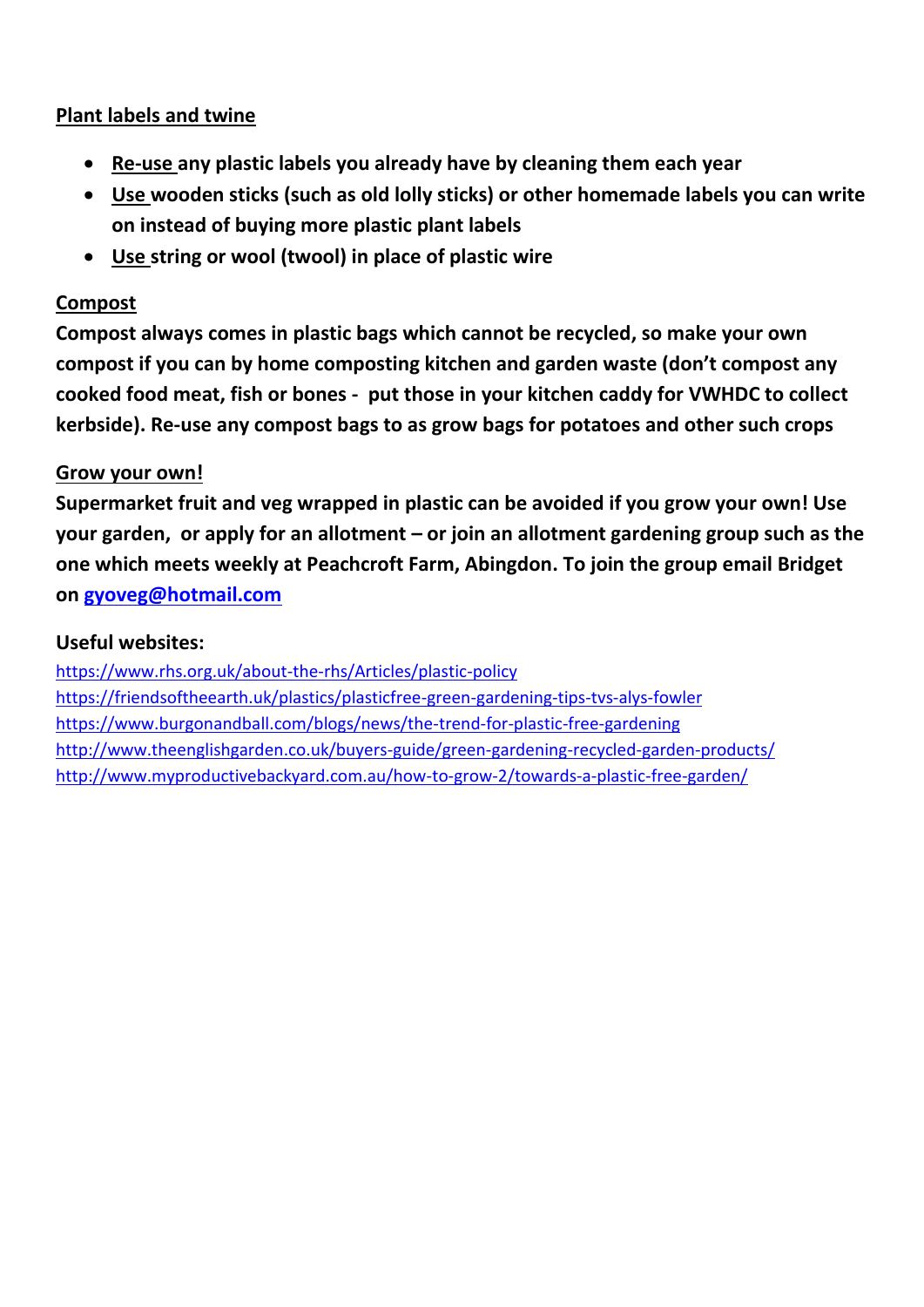**<u>Plant labels and twine</u>**

- **<u>Re-use</u> any plastic labels you already have by cleaning them each year**
- **<u>Use</u> wooden sticks (such as old lolly sticks) or other homemade labels you can write on instead of buying more plastic plant labels**
- **<u>Use</u> string or wool (twool) in place of plastic wire**

**<u>Compost</u>**

**Compost always comes in plastic bags which cannot be recycled, so make your own compost if you can by home composting kitchen and garden waste (don't compost any cooked food meat, fish or bones - put those in your kitchen caddy for VWHDC to collect kerbside). Re-use any compost bags to as grow bags for potatoes and other such crops**

**<u>Grow your own!</u>**

**Supermarket fruit and veg wrapped in plastic can be avoided if you grow your own! Use your garden, or apply for an allotment – or join an allotment gardening group such as the one which meets weekly at Peachcroft Farm, Abingdon. To join the group email Bridget on [gyoveg@hotmail.com](mailto:gyoveg@hotmail.com)**

**Useful websites:**

https://www.rhs.org.uk/about-the-rhs/Articles/plastic-policy
https://friendsoftheearth.uk/plastics/plasticfree-green-gardening-tips-tvs-alys-fowler
https://www.burgonandball.com/blogs/news/the-trend-for-plastic-free-gardening
http://www.theenglishgarden.co.uk/buyers-guide/green-gardening-recycled-garden-products/
http://www.myproductivebackyard.com.au/how-to-grow-2/towards-a-plastic-free-garden/